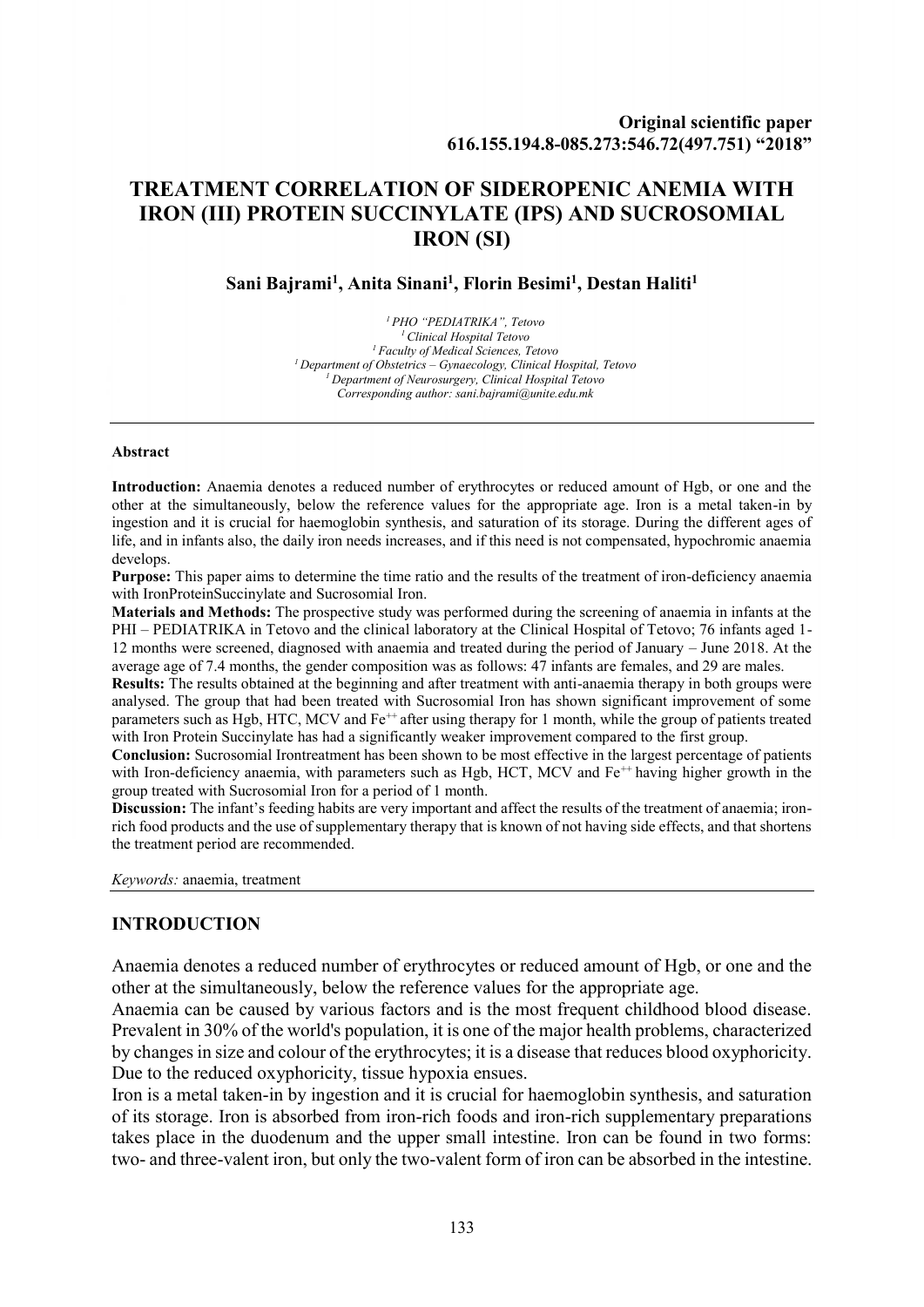**Original scientific paper**
**616.155.194.8-085.273:546.72(497.751) "2018"**

# TREATMENT CORRELATION OF SIDEROPENIC ANEMIA WITH IRON (III) PROTEIN SUCCINYLATE (IPS) AND SUCROSOMIAL IRON (SI)

**Sani Bajrami[1], Anita Sinani[1], Florin Besimi[1], Destan Haliti[1]**

*[1] PHO "PEDIATRIKA", Tetovo*
*[1] Clinical Hospital Tetovo*
*[1] Faculty of Medical Sciences, Tetovo*
*[1] Department of Obstetrics – Gynaecology, Clinical Hospital, Tetovo*
*[1] Department of Neurosurgery, Clinical Hospital Tetovo*
*Corresponding author: sani.bajrami@unite.edu.mk*

---

**Abstract**

**Introduction:** Anaemia denotes a reduced number of erythrocytes or reduced amount of Hgb, or one and the other at the simultaneously, below the reference values for the appropriate age. Iron is a metal taken-in by ingestion and it is crucial for haemoglobin synthesis, and saturation of its storage. During the different ages of life, and in infants also, the daily iron needs increases, and if this need is not compensated, hypochromic anaemia develops.

**Purpose:** This paper aims to determine the time ratio and the results of the treatment of iron-deficiency anaemia with IronProteinSuccinylate and Sucrosomial Iron.

**Materials and Methods:** The prospective study was performed during the screening of anaemia in infants at the PHI – PEDIATRIKA in Tetovo and the clinical laboratory at the Clinical Hospital of Tetovo; 76 infants aged 1-12 months were screened, diagnosed with anaemia and treated during the period of January – June 2018. At the average age of 7.4 months, the gender composition was as follows: 47 infants are females, and 29 are males.

**Results:** The results obtained at the beginning and after treatment with anti-anaemia therapy in both groups were analysed. The group that had been treated with Sucrosomial Iron has shown significant improvement of some parameters such as Hgb, HTC, MCV and $Fe^{++}$ after using therapy for 1 month, while the group of patients treated with Iron Protein Succinylate has had a significantly weaker improvement compared to the first group.

**Conclusion:** Sucrosomial Irontreatment has been shown to be most effective in the largest percentage of patients with Iron-deficiency anaemia, with parameters such as Hgb, HCT, MCV and $Fe^{++}$ having higher growth in the group treated with Sucrosomial Iron for a period of 1 month.

**Discussion:** The infant's feeding habits are very important and affect the results of the treatment of anaemia; iron-rich food products and the use of supplementary therapy that is known of not having side effects, and that shortens the treatment period are recommended.

*Keywords:* anaemia, treatment

---

## INTRODUCTION

Anaemia denotes a reduced number of erythrocytes or reduced amount of Hgb, or one and the other at the simultaneously, below the reference values for the appropriate age.

Anaemia can be caused by various factors and is the most frequent childhood blood disease. Prevalent in 30% of the world's population, it is one of the major health problems, characterized by changes in size and colour of the erythrocytes; it is a disease that reduces blood oxyphoricity. Due to the reduced oxyphoricity, tissue hypoxia ensues.

Iron is a metal taken-in by ingestion and it is crucial for haemoglobin synthesis, and saturation of its storage. Iron is absorbed from iron-rich foods and iron-rich supplementary preparations takes place in the duodenum and the upper small intestine. Iron can be found in two forms: two- and three-valent iron, but only the two-valent form of iron can be absorbed in the intestine.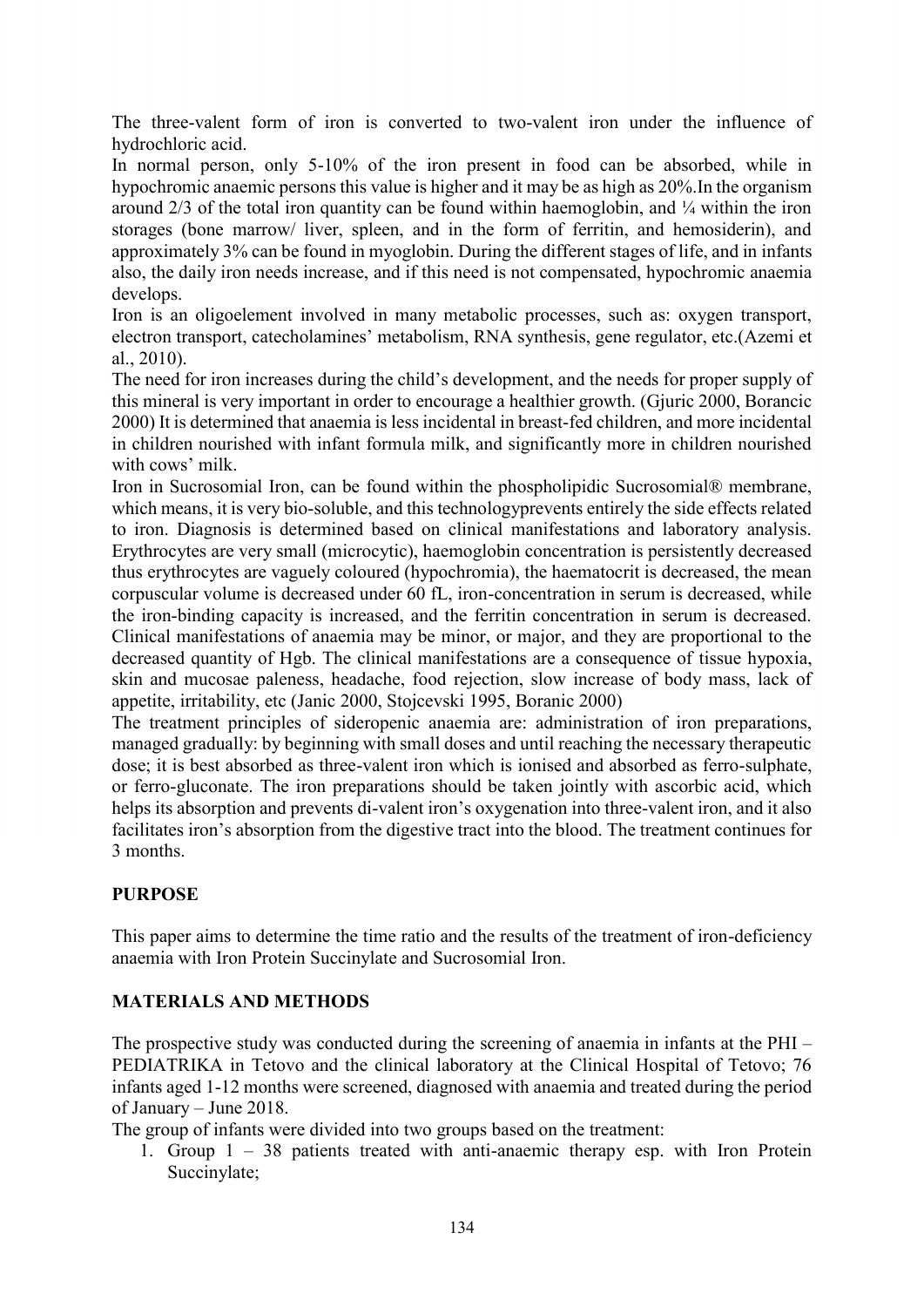The three-valent form of iron is converted to two-valent iron under the influence of hydrochloric acid.

In normal person, only 5-10% of the iron present in food can be absorbed, while in hypochromic anaemic persons this value is higher and it may be as high as 20%.In the organism around 2/3 of the total iron quantity can be found within haemoglobin, and ¼ within the iron storages (bone marrow/ liver, spleen, and in the form of ferritin, and hemosiderin), and approximately 3% can be found in myoglobin. During the different stages of life, and in infants also, the daily iron needs increase, and if this need is not compensated, hypochromic anaemia develops.

Iron is an oligoelement involved in many metabolic processes, such as: oxygen transport, electron transport, catecholamines' metabolism, RNA synthesis, gene regulator, etc.(Azemi et al., 2010).

The need for iron increases during the child's development, and the needs for proper supply of this mineral is very important in order to encourage a healthier growth. (Gjuric 2000, Borancic 2000) It is determined that anaemia is less incidental in breast-fed children, and more incidental in children nourished with infant formula milk, and significantly more in children nourished with cows' milk.

Iron in Sucrosomial Iron, can be found within the phospholipidic Sucrosomial® membrane, which means, it is very bio-soluble, and this technologyprevents entirely the side effects related to iron. Diagnosis is determined based on clinical manifestations and laboratory analysis. Erythrocytes are very small (microcytic), haemoglobin concentration is persistently decreased thus erythrocytes are vaguely coloured (hypochromia), the haematocrit is decreased, the mean corpuscular volume is decreased under 60 fL, iron-concentration in serum is decreased, while the iron-binding capacity is increased, and the ferritin concentration in serum is decreased. Clinical manifestations of anaemia may be minor, or major, and they are proportional to the decreased quantity of Hgb. The clinical manifestations are a consequence of tissue hypoxia, skin and mucosae paleness, headache, food rejection, slow increase of body mass, lack of appetite, irritability, etc (Janic 2000, Stojcevski 1995, Boranic 2000)

The treatment principles of sideropenic anaemia are: administration of iron preparations, managed gradually: by beginning with small doses and until reaching the necessary therapeutic dose; it is best absorbed as three-valent iron which is ionised and absorbed as ferro-sulphate, or ferro-gluconate. The iron preparations should be taken jointly with ascorbic acid, which helps its absorption and prevents di-valent iron's oxygenation into three-valent iron, and it also facilitates iron's absorption from the digestive tract into the blood. The treatment continues for 3 months.

## PURPOSE

This paper aims to determine the time ratio and the results of the treatment of iron-deficiency anaemia with Iron Protein Succinylate and Sucrosomial Iron.

## MATERIALS AND METHODS

The prospective study was conducted during the screening of anaemia in infants at the PHI – PEDIATRIKA in Tetovo and the clinical laboratory at the Clinical Hospital of Tetovo; 76 infants aged 1-12 months were screened, diagnosed with anaemia and treated during the period of January – June 2018.

The group of infants were divided into two groups based on the treatment:

1. Group 1 – 38 patients treated with anti-anaemic therapy esp. with Iron Protein Succinylate;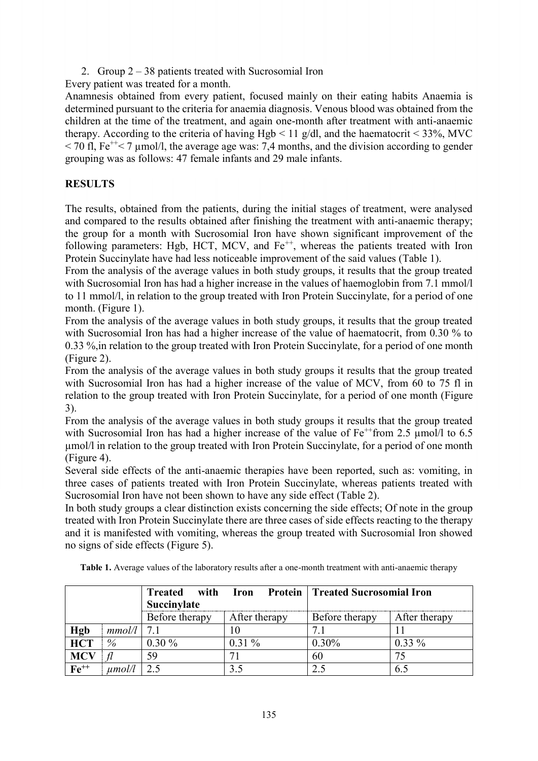2. Group 2 – 38 patients treated with Sucrosomial Iron

Every patient was treated for a month.

Anamnesis obtained from every patient, focused mainly on their eating habits Anaemia is determined pursuant to the criteria for anaemia diagnosis. Venous blood was obtained from the children at the time of the treatment, and again one-month after treatment with anti-anaemic therapy. According to the criteria of having Hgb < 11 g/dl, and the haematocrit < 33%, MVC < 70 fl, $Fe^{++}$< 7 µmol/l, the average age was: 7,4 months, and the division according to gender grouping was as follows: 47 female infants and 29 male infants.

## RESULTS

The results, obtained from the patients, during the initial stages of treatment, were analysed and compared to the results obtained after finishing the treatment with anti-anaemic therapy; the group for a month with Sucrosomial Iron have shown significant improvement of the following parameters: Hgb, HCT, MCV, and $Fe^{++}$, whereas the patients treated with Iron Protein Succinylate have had less noticeable improvement of the said values (Table 1).

From the analysis of the average values in both study groups, it results that the group treated with Sucrosomial Iron has had a higher increase in the values of haemoglobin from 7.1 mmol/l to 11 mmol/l, in relation to the group treated with Iron Protein Succinylate, for a period of one month. (Figure 1).

From the analysis of the average values in both study groups, it results that the group treated with Sucrosomial Iron has had a higher increase of the value of haematocrit, from 0.30 % to 0.33 %,in relation to the group treated with Iron Protein Succinylate, for a period of one month (Figure 2).

From the analysis of the average values in both study groups it results that the group treated with Sucrosomial Iron has had a higher increase of the value of MCV, from 60 to 75 fl in relation to the group treated with Iron Protein Succinylate, for a period of one month (Figure 3).

From the analysis of the average values in both study groups it results that the group treated with Sucrosomial Iron has had a higher increase of the value of $Fe^{++}$from 2.5 µmol/l to 6.5 µmol/l in relation to the group treated with Iron Protein Succinylate, for a period of one month (Figure 4).

Several side effects of the anti-anaemic therapies have been reported, such as: vomiting, in three cases of patients treated with Iron Protein Succinylate, whereas patients treated with Sucrosomial Iron have not been shown to have any side effect (Table 2).

In both study groups a clear distinction exists concerning the side effects; Of note in the group treated with Iron Protein Succinylate there are three cases of side effects reacting to the therapy and it is manifested with vomiting, whereas the group treated with Sucrosomial Iron showed no signs of side effects (Figure 5).

**Table 1.** Average values of the laboratory results after a one-month treatment with anti-anaemic therapy

| | | **Treated with Iron Protein Succinylate** | | **Treated Sucrosomial Iron** | |
|---|---|---|---|---|---|
| | | Before therapy | After therapy | Before therapy | After therapy |
| **Hgb** | *mmol/l* | 7.1 | 10 | 7.1 | 11 |
| **HCT** | *%* | 0.30 % | 0.31 % | 0.30% | 0.33 % |
| **MCV** | *fl* | 59 | 71 | 60 | 75 |
| **$Fe^{++}$** | *µmol/l* | 2.5 | 3.5 | 2.5 | 6.5 |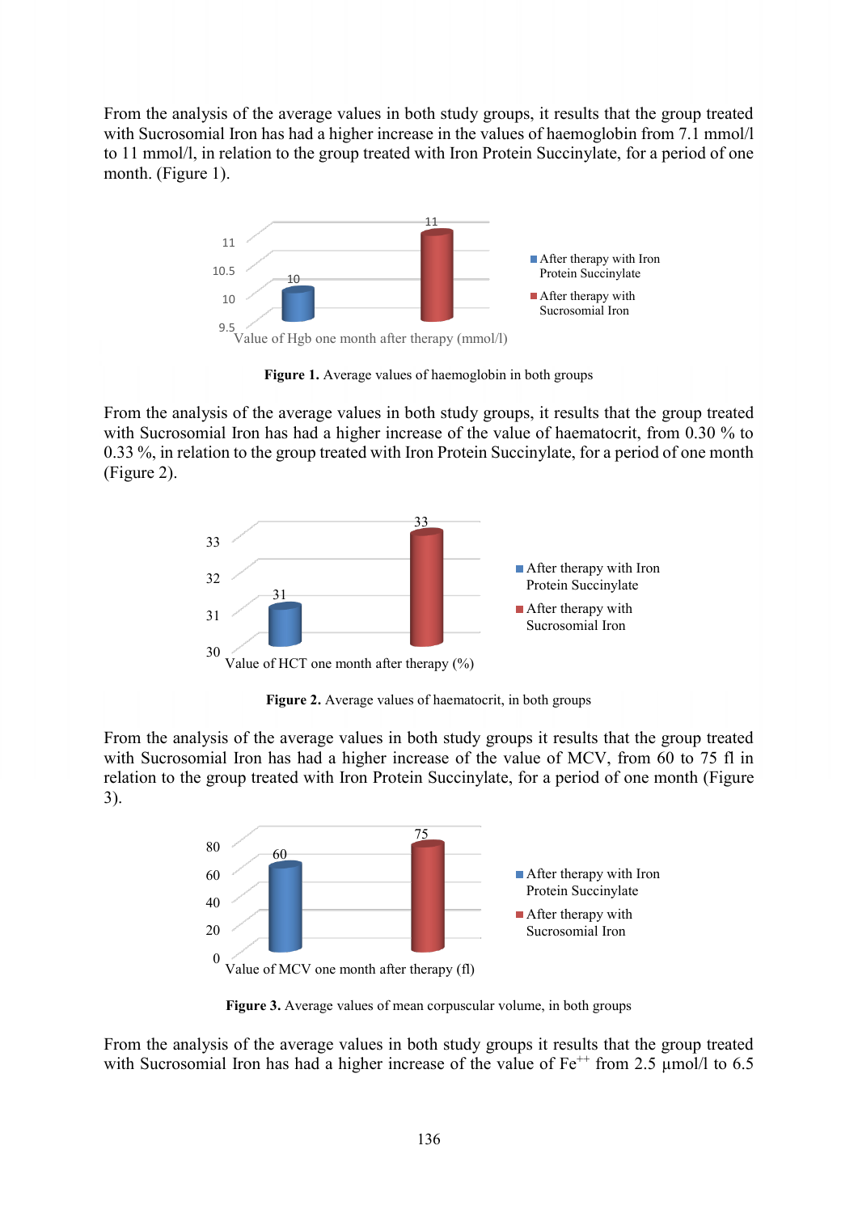From the analysis of the average values in both study groups, it results that the group treated with Sucrosomial Iron has had a higher increase in the values of haemoglobin from 7.1 mmol/l to 11 mmol/l, in relation to the group treated with Iron Protein Succinylate, for a period of one month. (Figure 1).

**Figure 1.** Average values of haemoglobin in both groups

From the analysis of the average values in both study groups, it results that the group treated with Sucrosomial Iron has had a higher increase of the value of haematocrit, from 0.30 % to 0.33 %, in relation to the group treated with Iron Protein Succinylate, for a period of one month (Figure 2).

**Figure 2.** Average values of haematocrit, in both groups

From the analysis of the average values in both study groups it results that the group treated with Sucrosomial Iron has had a higher increase of the value of MCV, from 60 to 75 fl in relation to the group treated with Iron Protein Succinylate, for a period of one month (Figure 3).

**Figure 3.** Average values of mean corpuscular volume, in both groups

From the analysis of the average values in both study groups it results that the group treated with Sucrosomial Iron has had a higher increase of the value of $Fe^{++}$ from 2.5 μmol/l to 6.5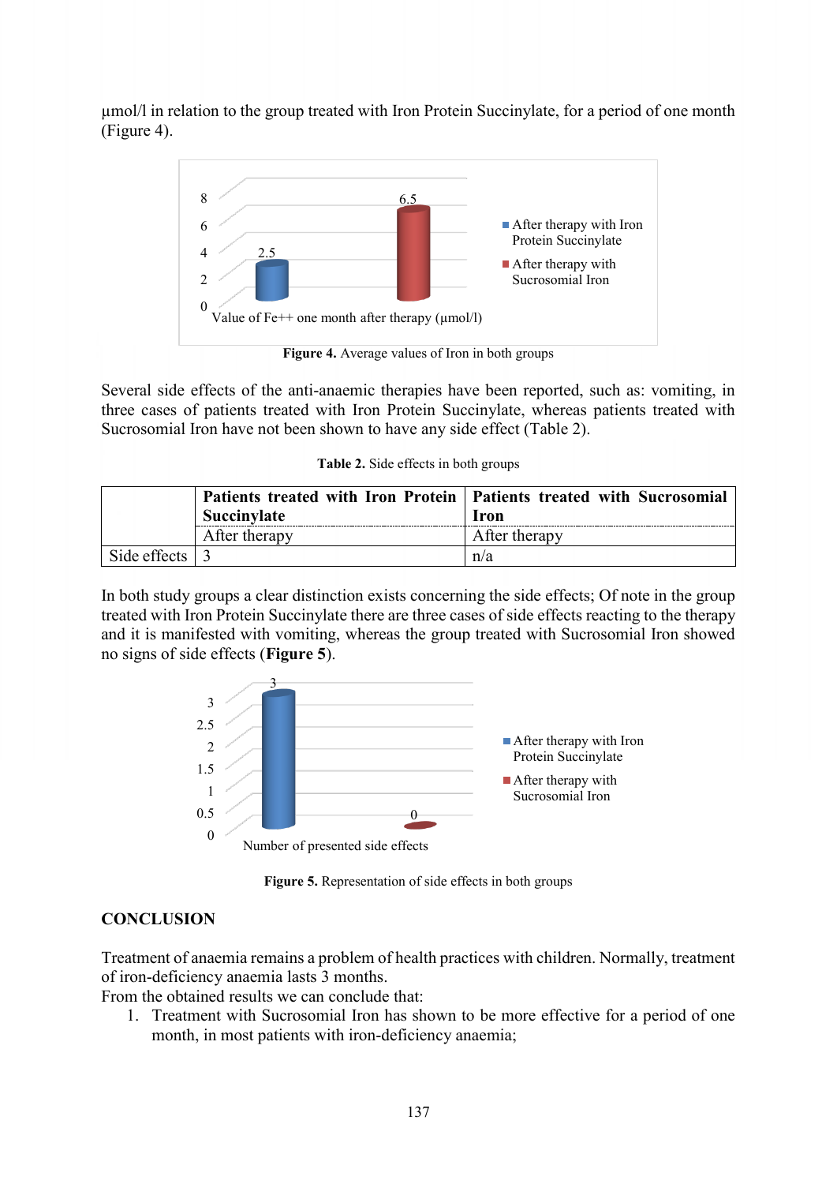µmol/l in relation to the group treated with Iron Protein Succinylate, for a period of one month (Figure 4).

**Figure 4.** Average values of Iron in both groups

Several side effects of the anti-anaemic therapies have been reported, such as: vomiting, in three cases of patients treated with Iron Protein Succinylate, whereas patients treated with Sucrosomial Iron have not been shown to have any side effect (Table 2).

**Table 2.** Side effects in both groups

| | **Patients treated with Iron Protein Succinylate** | **Patients treated with Sucrosomial Iron** |
|---|---|---|
| | After therapy | After therapy |
| Side effects | 3 | n/a |

In both study groups a clear distinction exists concerning the side effects; Of note in the group treated with Iron Protein Succinylate there are three cases of side effects reacting to the therapy and it is manifested with vomiting, whereas the group treated with Sucrosomial Iron showed no signs of side effects (**Figure 5**).

**Figure 5.** Representation of side effects in both groups

## CONCLUSION

Treatment of anaemia remains a problem of health practices with children. Normally, treatment of iron-deficiency anaemia lasts 3 months.

From the obtained results we can conclude that:

1. Treatment with Sucrosomial Iron has shown to be more effective for a period of one month, in most patients with iron-deficiency anaemia;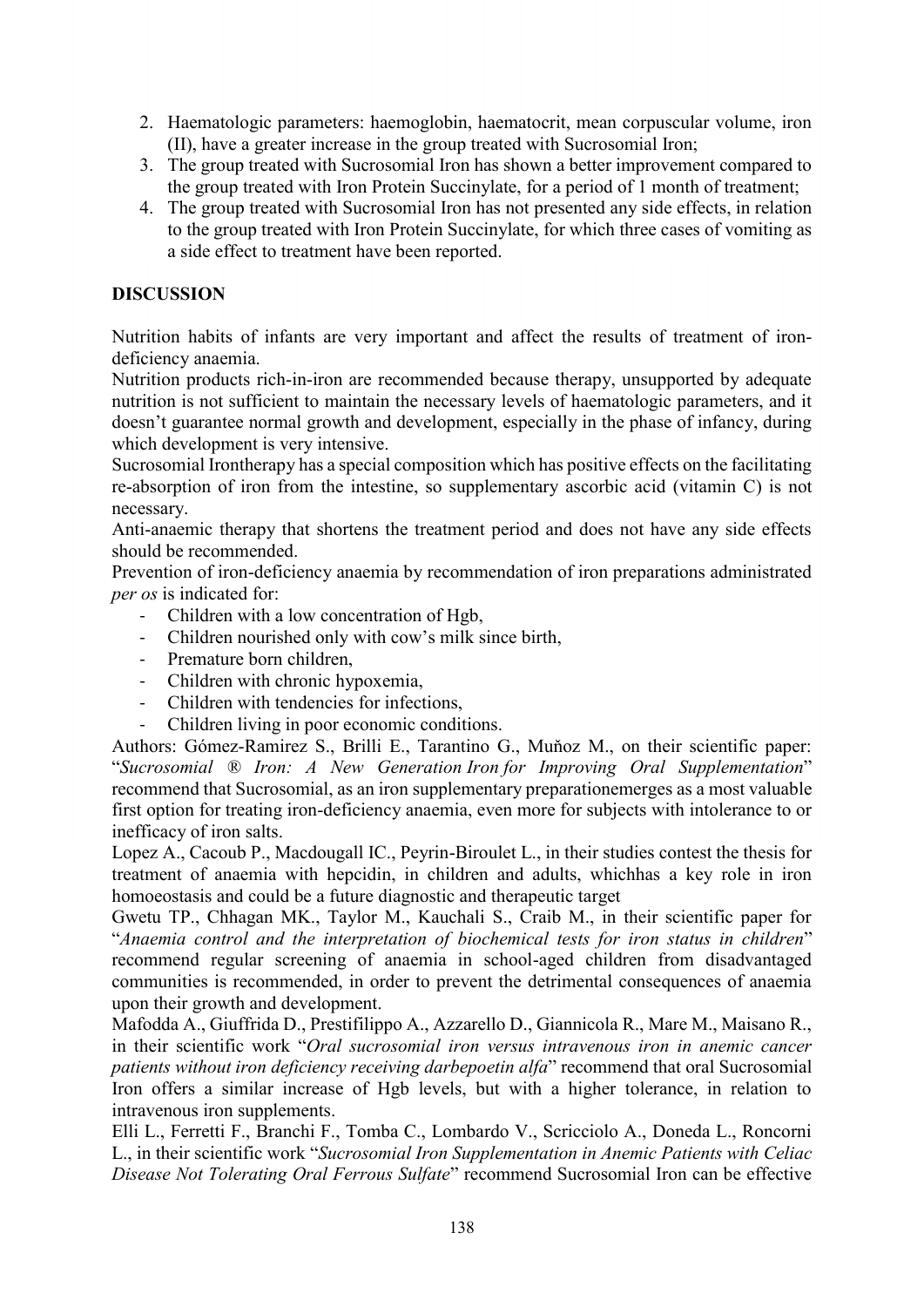2. Haematologic parameters: haemoglobin, haematocrit, mean corpuscular volume, iron (II), have a greater increase in the group treated with Sucrosomial Iron;
3. The group treated with Sucrosomial Iron has shown a better improvement compared to the group treated with Iron Protein Succinylate, for a period of 1 month of treatment;
4. The group treated with Sucrosomial Iron has not presented any side effects, in relation to the group treated with Iron Protein Succinylate, for which three cases of vomiting as a side effect to treatment have been reported.

**DISCUSSION**

Nutrition habits of infants are very important and affect the results of treatment of iron-deficiency anaemia.

Nutrition products rich-in-iron are recommended because therapy, unsupported by adequate nutrition is not sufficient to maintain the necessary levels of haematologic parameters, and it doesn't guarantee normal growth and development, especially in the phase of infancy, during which development is very intensive.

Sucrosomial Irontherapy has a special composition which has positive effects on the facilitating re-absorption of iron from the intestine, so supplementary ascorbic acid (vitamin C) is not necessary.

Anti-anaemic therapy that shortens the treatment period and does not have any side effects should be recommended.

Prevention of iron-deficiency anaemia by recommendation of iron preparations administrated *per os* is indicated for:

- Children with a low concentration of Hgb,
- Children nourished only with cow's milk since birth,
- Premature born children,
- Children with chronic hypoxemia,
- Children with tendencies for infections,
- Children living in poor economic conditions.

Authors: Gómez-Ramirez S., Brilli E., Tarantino G., Muňoz M., on their scientific paper: "*Sucrosomial ® Iron: A New Generation Iron for Improving Oral Supplementation*" recommend that Sucrosomial, as an iron supplementary preparationemerges as a most valuable first option for treating iron-deficiency anaemia, even more for subjects with intolerance to or inefficacy of iron salts.

Lopez A., Cacoub P., Macdougall IC., Peyrin-Biroulet L., in their studies contest the thesis for treatment of anaemia with hepcidin, in children and adults, whichhas a key role in iron homoeostasis and could be a future diagnostic and therapeutic target

Gwetu TP., Chhagan MK., Taylor M., Kauchali S., Craib M., in their scientific paper for "*Anaemia control and the interpretation of biochemical tests for iron status in children*" recommend regular screening of anaemia in school-aged children from disadvantaged communities is recommended, in order to prevent the detrimental consequences of anaemia upon their growth and development.

Mafodda A., Giuffrida D., Prestifilippo A., Azzarello D., Giannicola R., Mare M., Maisano R., in their scientific work "*Oral sucrosomial iron versus intravenous iron in anemic cancer patients without iron deficiency receiving darbepoetin alfa*" recommend that oral Sucrosomial Iron offers a similar increase of Hgb levels, but with a higher tolerance, in relation to intravenous iron supplements.

Elli L., Ferretti F., Branchi F., Tomba C., Lombardo V., Scricciolo A., Doneda L., Roncorni L., in their scientific work "*Sucrosomial Iron Supplementation in Anemic Patients with Celiac Disease Not Tolerating Oral Ferrous Sulfate*" recommend Sucrosomial Iron can be effective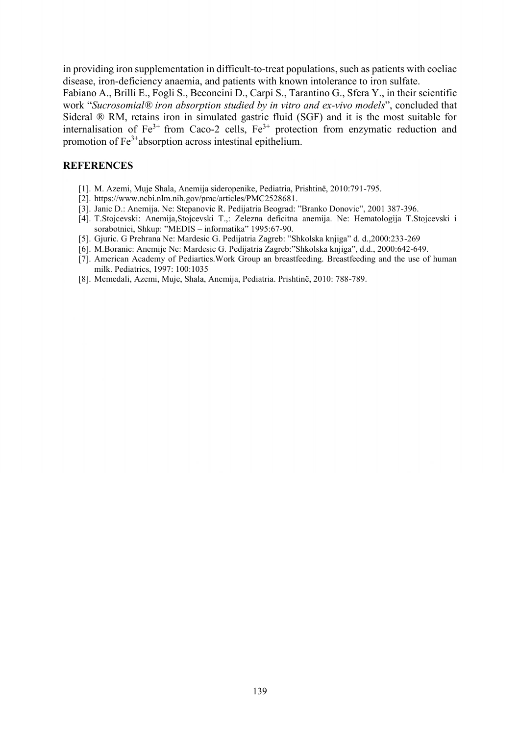in providing iron supplementation in difficult-to-treat populations, such as patients with coeliac disease, iron-deficiency anaemia, and patients with known intolerance to iron sulfate.

Fabiano A., Brilli E., Fogli S., Beconcini D., Carpi S., Tarantino G., Sfera Y., in their scientific work "*Sucrosomial® iron absorption studied by in vitro and ex-vivo models*", concluded that Sideral ® RM, retains iron in simulated gastric fluid (SGF) and it is the most suitable for internalisation of $Fe^{3+}$ from Caco-2 cells, $Fe^{3+}$ protection from enzymatic reduction and promotion of $Fe^{3+}$absorption across intestinal epithelium.

## REFERENCES

[1]. M. Azemi, Muje Shala, Anemija sideropenike, Pediatria, Prishtinë, 2010:791-795.

[2]. https://www.ncbi.nlm.nih.gov/pmc/articles/PMC2528681.

[3]. Janic D.: Anemija. Ne: Stepanovic R. Pedijatria Beograd: "Branko Donovic", 2001 387-396.

[4]. T.Stojcevski: Anemija,Stojcevski T.,: Zelezna deficitna anemija. Ne: Hematologija T.Stojcevski i sorabotnici, Shkup: "MEDIS – informatika" 1995:67-90.

[5]. Gjuric. G Prehrana Ne: Mardesic G. Pedijatria Zagreb: "Shkolska knjiga" d. d.,2000:233-269

[6]. M.Boranic: Anemije Ne: Mardesic G. Pedijatria Zagreb:"Shkolska knjiga", d.d., 2000:642-649.

[7]. American Academy of Pediartics.Work Group an breastfeeding. Breastfeeding and the use of human milk. Pediatrics, 1997: 100:1035

[8]. Memedali, Azemi, Muje, Shala, Anemija, Pediatria. Prishtinë, 2010: 788-789.